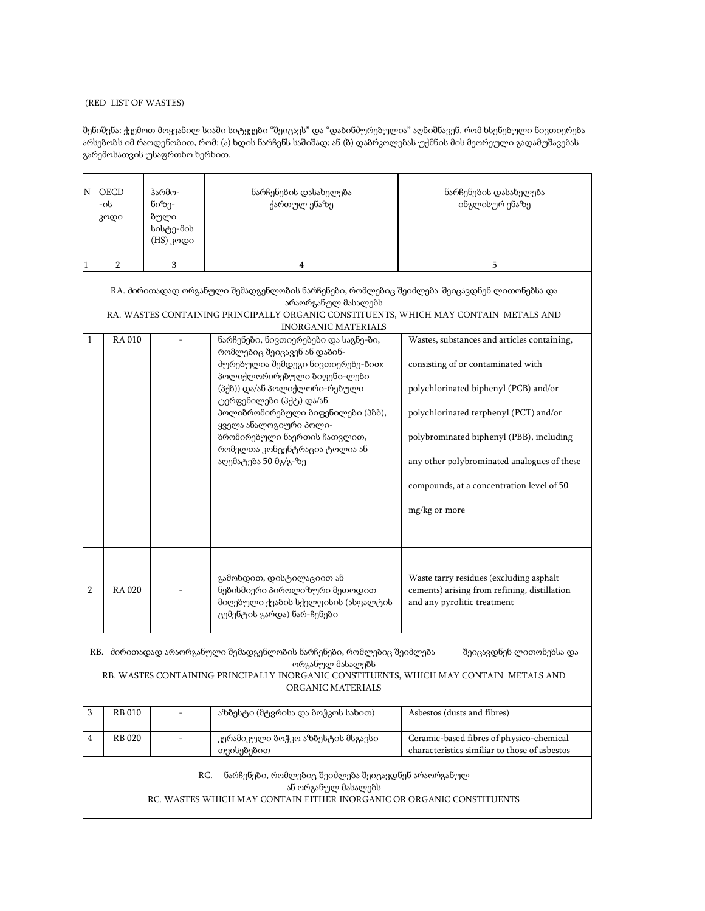(RED LIST OF WASTES)

შენიშვნა: ქვემოთ მოყვანილ სიაში სიტყვები "შეიცავს" და "დაბინძურებულია" აღნიშნავენ, რომ ხსენებული ნივთიერება არსებობს იმ რაოდენობით, რომ: (ა) ხდის ნარჩენს საშიშად; ან (ბ) დაბრკოლებას უქმნის მის მეორეული გადამუშავებას გარემოსათვის უსაფრთხო ხერხით.

| N | OECD -ის კოდი | ჰარმო- ნიზე- ბული სისტე-მის (HS) კოდი | ნარჩენების დასახელება ქართულ ენაზე | ნარჩენების დასახელება ინგლისურ ენაზე |
|---|---|---|---|---|
| 1 | 2 | 3 | 4 | 5 |
| RA. ძირითადად ორგანული შემადგენლობის ნარჩენები, რომლებიც შეიძლება შეიცავდნენ ლითონებსა და არაორგანულ მასალებს<br>RA. WASTES CONTAINING PRINCIPALLY ORGANIC CONSTITUENTS, WHICH MAY CONTAIN METALS AND INORGANIC MATERIALS | | | | |
| 1 | RA 010 | - | ნარჩენები, ნივთიერებები და საგნე-ბი, რომლებიც შეიცავენ ან დაბინ-ძურებულია შემდეგი ნივთიერებე-ბით: პოლიქლორირებული ბიფენი-ლები (პქბ)) და/ან პოლიქლორი-რებული ტერფენილები (პქტ) და/ან პოლიბრომირებული ბიფენილები (პბბ), ყველა ანალოგიური პოლი-ბრომირებული ნაერთის ჩათვლით, რომელთა კონცენტრაცია ტოლია ან აღემატება 50 მგ/გ-ზე | Wastes, substances and articles containing, consisting of or contaminated with polychlorinated biphenyl (PCB) and/or polychlorinated terphenyl (PCT) and/or polybrominated biphenyl (PBB), including any other polybrominated analogues of these compounds, at a concentration level of 50 mg/kg or more |
| 2 | RA 020 | - | გამოხდით, დისტილაციით ან ნებისმიერი პიროლიზური მეთოდით მიღებული ქვაბის სქელფისის (ასფალტის ცემენტის გარდა) ნარ-ჩენები | Waste tarry residues (excluding asphalt cements) arising from refining, distillation and any pyrolitic treatment |
| RB. ძირითადად არაორგანული შემადგენლობის ნარჩენები, რომლებიც შეიძლება შეიცავდნენ ლითონებსა და ორგანულ მასალებს<br>RB. WASTES CONTAINING PRINCIPALLY INORGANIC CONSTITUENTS, WHICH MAY CONTAIN METALS AND ORGANIC MATERIALS | | | | |
| 3 | RB 010 | - | აზბესტი (მტვრისა და ბოჭკოს სახით) | Asbestos (dusts and fibres) |
| 4 | RB 020 | - | კერამიკული ბოჭკო აზბესტის მსგავსი თვისებებით | Ceramic-based fibres of physico-chemical characteristics similiar to those of asbestos |
| RC. ნარჩენები, რომლებიც შეიძლება შეიცავდნენ არაორგანულ ან ორგანულ მასალებს<br>RC. WASTES WHICH MAY CONTAIN EITHER INORGANIC OR ORGANIC CONSTITUENTS | | | | |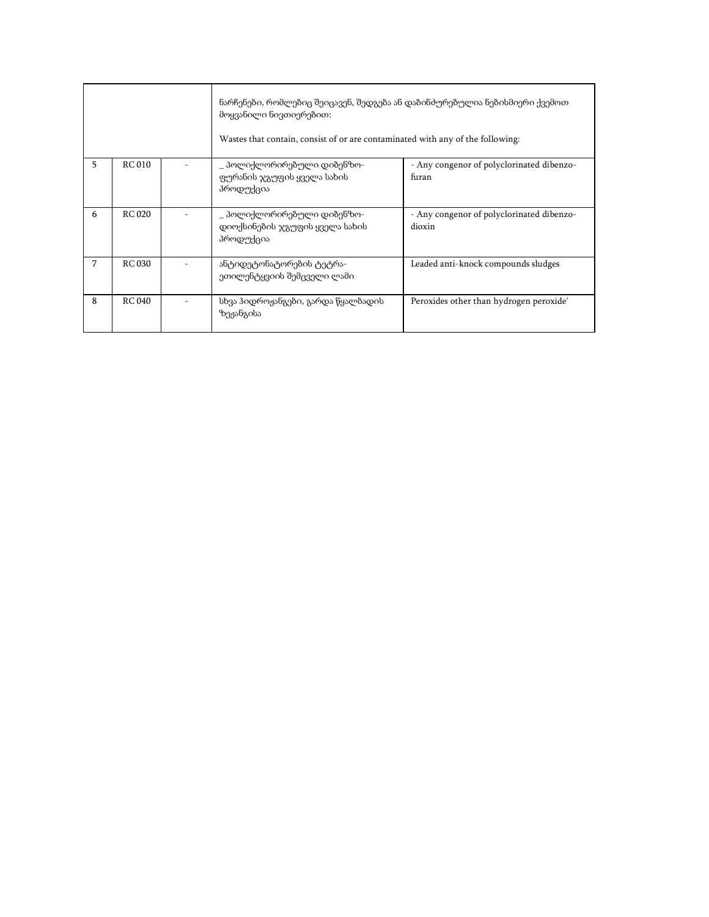| | | | | |
|---|---|---|---|---|
| | | | ნარჩენები, რომლებიც შეიცავენ, შედგება ან დაბინძურებულია ნებისმიერი ქვემოთ მოყვანილი ნივთიერებით:<br><br>Wastes that contain, consist of or are contaminated with any of the following: | |
| 5 | RC 010 | - | _ პოლიქლორირებული დიბენზო-ფურანის ჯგუფის ყველა სახის პროდუქცია | - Any congenor of polyclorinated dibenzo-furan |
| 6 | RC 020 | - | _ პოლიქლორირებული დიბენზო-დიოქსინების ჯგუფის ყველა სახის პროდუქცია | - Any congenor of polyclorinated dibenzo-dioxin |
| 7 | RC 030 | - | ანტიდეტონატორების ტეტრა-ეთილენტყვიის შემცველი ლამი | Leaded anti-knock compounds sludges |
| 8 | RC 040 | - | სხვა ჰიდროჟანგები, გარდა წყალბადის ზეჟანგისა | Peroxides other than hydrogen peroxide' |